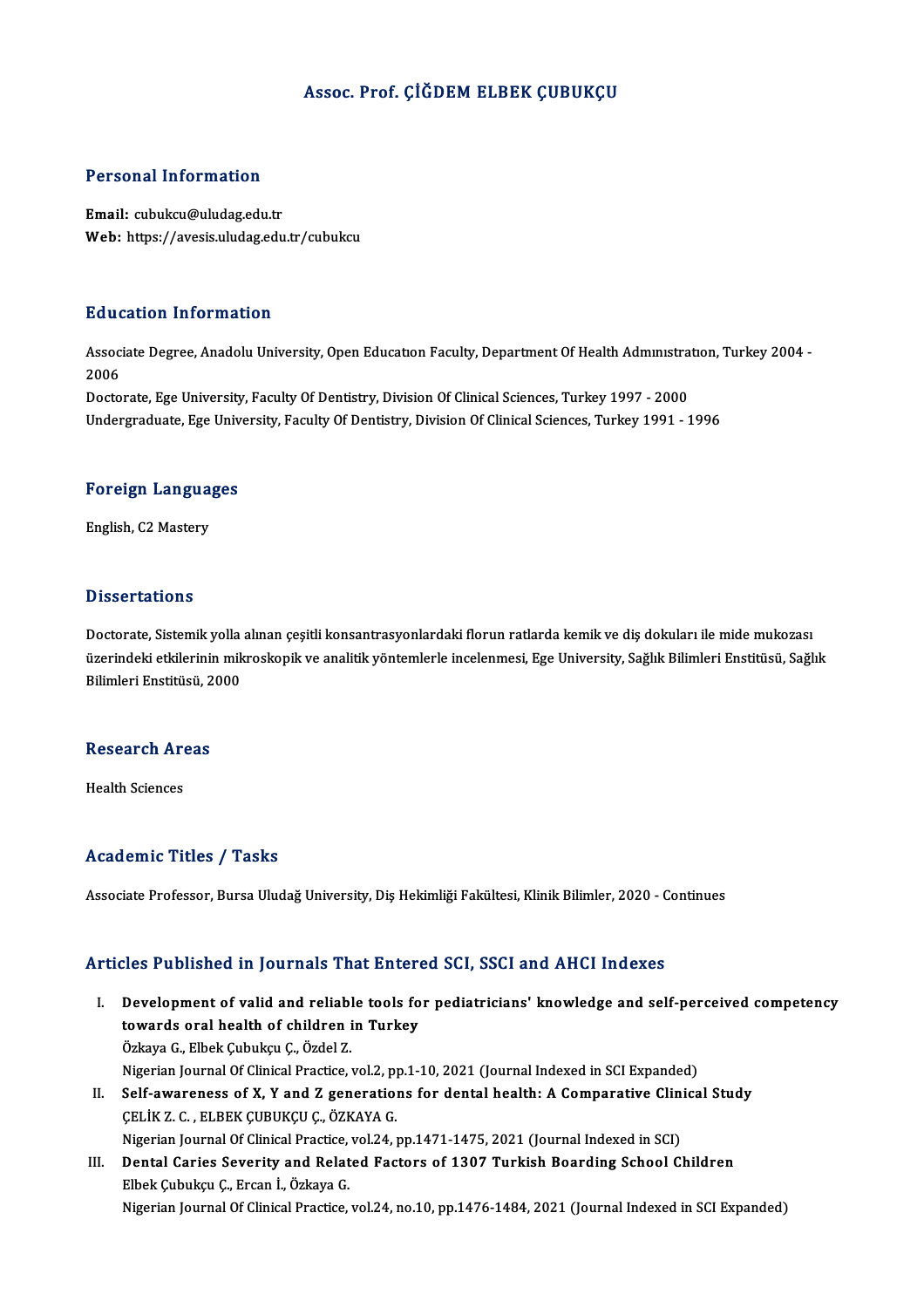# Assoc. Prof. ÇİĞDEM ELBEK ÇUBUKÇU

## Personal Information

**Email:** cubukcu@uludag.edu.tr
**Web:** https://avesis.uludag.edu.tr/cubukcu

## Education Information

Associate Degree, Anadolu University, Open Educatıon Faculty, Department Of Health Admınıstratıon, Turkey 2004 - 2006
Doctorate, Ege University, Faculty Of Dentistry, Division Of Clinical Sciences, Turkey 1997 - 2000
Undergraduate, Ege University, Faculty Of Dentistry, Division Of Clinical Sciences, Turkey 1991 - 1996

## Foreign Languages

English, C2 Mastery

## Dissertations

Doctorate, Sistemik yolla alınan çeşitli konsantrasyonlardaki florun ratlarda kemik ve diş dokuları ile mide mukozası üzerindeki etkilerinin mikroskopik ve analitik yöntemlerle incelenmesi, Ege University, Sağlık Bilimleri Enstitüsü, Sağlık Bilimleri Enstitüsü, 2000

## Research Areas

Health Sciences

## Academic Titles / Tasks

Associate Professor, Bursa Uludağ University, Diş Hekimliği Fakültesi, Klinik Bilimler, 2020 - Continues

## Articles Published in Journals That Entered SCI, SSCI and AHCI Indexes

I. **Development of valid and reliable tools for pediatricians' knowledge and self-perceived competency towards oral health of children in Turkey**
Özkaya G., Elbek Çubukçu Ç., Özdel Z.
Nigerian Journal Of Clinical Practice, vol.2, pp.1-10, 2021 (Journal Indexed in SCI Expanded)

II. **Self-awareness of X, Y and Z generations for dental health: A Comparative Clinical Study**
ÇELİK Z. C. , ELBEK ÇUBUKÇU Ç., ÖZKAYA G.
Nigerian Journal Of Clinical Practice, vol.24, pp.1471-1475, 2021 (Journal Indexed in SCI)

III. **Dental Caries Severity and Related Factors of 1307 Turkish Boarding School Children**
Elbek Çubukçu Ç., Ercan İ., Özkaya G.
Nigerian Journal Of Clinical Practice, vol.24, no.10, pp.1476-1484, 2021 (Journal Indexed in SCI Expanded)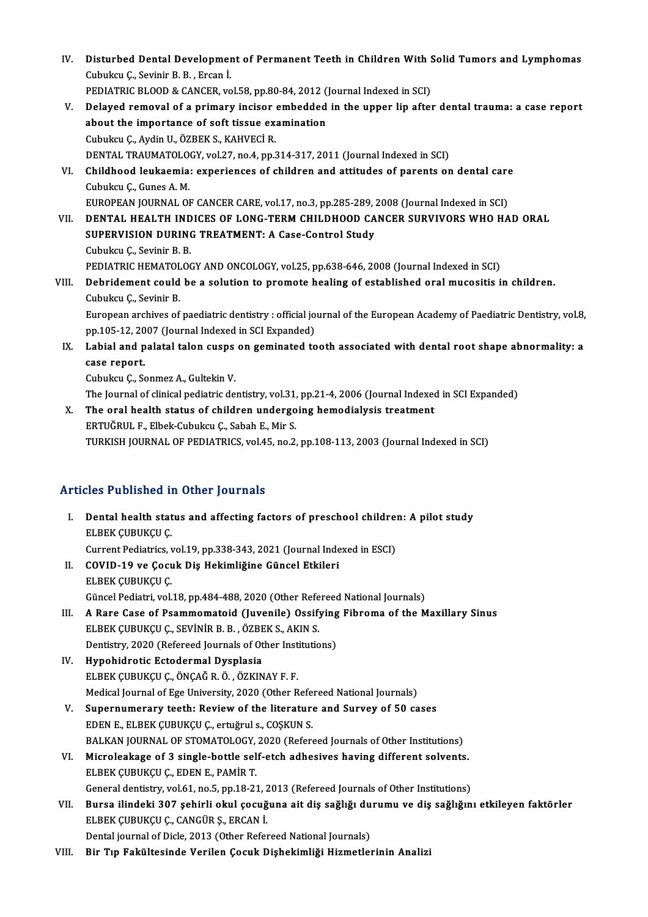IV. **Disturbed Dental Development of Permanent Teeth in Children With Solid Tumors and Lymphomas**
Cubukcu Ç., Sevinir B. B. , Ercan İ.
PEDIATRIC BLOOD & CANCER, vol.58, pp.80-84, 2012 (Journal Indexed in SCI)

V. **Delayed removal of a primary incisor embedded in the upper lip after dental trauma: a case report about the importance of soft tissue examination**
Cubukcu Ç., Aydin U., ÖZBEK S., KAHVECİ R.
DENTAL TRAUMATOLOGY, vol.27, no.4, pp.314-317, 2011 (Journal Indexed in SCI)

VI. **Childhood leukaemia: experiences of children and attitudes of parents on dental care**
Cubukcu Ç., Gunes A. M.
EUROPEAN JOURNAL OF CANCER CARE, vol.17, no.3, pp.285-289, 2008 (Journal Indexed in SCI)

VII. **DENTAL HEALTH INDICES OF LONG-TERM CHILDHOOD CANCER SURVIVORS WHO HAD ORAL SUPERVISION DURING TREATMENT: A Case-Control Study**
Cubukcu Ç., Sevinir B. B.
PEDIATRIC HEMATOLOGY AND ONCOLOGY, vol.25, pp.638-646, 2008 (Journal Indexed in SCI)

VIII. **Debridement could be a solution to promote healing of established oral mucositis in children.**
Cubukcu Ç., Sevinir B.
European archives of paediatric dentistry : official journal of the European Academy of Paediatric Dentistry, vol.8, pp.105-12, 2007 (Journal Indexed in SCI Expanded)

IX. **Labial and palatal talon cusps on geminated tooth associated with dental root shape abnormality: a case report.**
Cubukcu Ç., Sonmez A., Gultekin V.
The Journal of clinical pediatric dentistry, vol.31, pp.21-4, 2006 (Journal Indexed in SCI Expanded)

X. **The oral health status of children undergoing hemodialysis treatment**
ERTUĞRUL F., Elbek-Cubukcu Ç., Sabah E., Mir S.
TURKISH JOURNAL OF PEDIATRICS, vol.45, no.2, pp.108-113, 2003 (Journal Indexed in SCI)

## Articles Published in Other Journals

I. **Dental health status and affecting factors of preschool children: A pilot study**
ELBEK ÇUBUKÇU Ç.
Current Pediatrics, vol.19, pp.338-343, 2021 (Journal Indexed in ESCI)

II. **COVID-19 ve Çocuk Diş Hekimliğine Güncel Etkileri**
ELBEK ÇUBUKÇU Ç.
Güncel Pediatri, vol.18, pp.484-488, 2020 (Other Refereed National Journals)

III. **A Rare Case of Psammomatoid (Juvenile) Ossifying Fibroma of the Maxillary Sinus**
ELBEK ÇUBUKÇU Ç., SEVİNİR B. B. , ÖZBEK S., AKIN S.
Dentistry, 2020 (Refereed Journals of Other Institutions)

IV. **Hypohidrotic Ectodermal Dysplasia**
ELBEK ÇUBUKÇU Ç., ÖNÇAĞ R. Ö. , ÖZKINAY F. F.
Medical Journal of Ege University, 2020 (Other Refereed National Journals)

V. **Supernumerary teeth: Review of the literature and Survey of 50 cases**
EDEN E., ELBEK ÇUBUKÇU Ç., ertuğrul s., COŞKUN S.
BALKAN JOURNAL OF STOMATOLOGY, 2020 (Refereed Journals of Other Institutions)

VI. **Microleakage of 3 single-bottle self-etch adhesives having different solvents.**
ELBEK ÇUBUKÇU Ç., EDEN E., PAMİR T.
General dentistry, vol.61, no.5, pp.18-21, 2013 (Refereed Journals of Other Institutions)

VII. **Bursa ilindeki 307 şehirli okul çocuğuna ait diş sağlığı durumu ve diş sağlığını etkileyen faktörler**
ELBEK ÇUBUKÇU Ç., CANGÜR Ş., ERCAN İ.
Dental journal of Dicle, 2013 (Other Refereed National Journals)

VIII. **Bir Tıp Fakültesinde Verilen Çocuk Dişhekimliği Hizmetlerinin Analizi**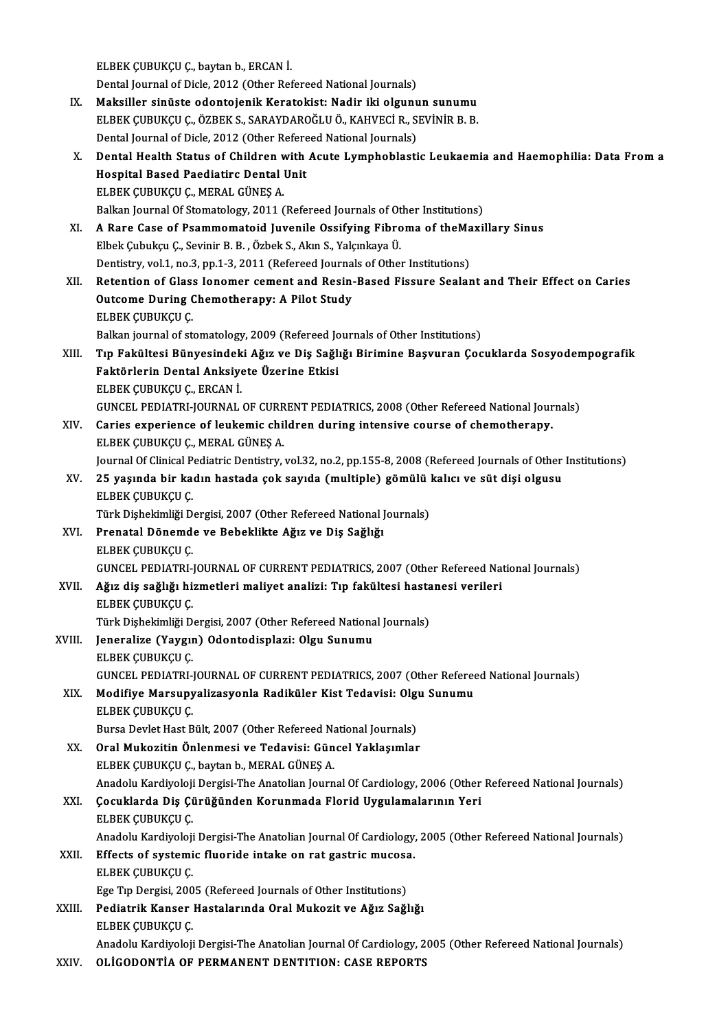ELBEK ÇUBUKÇU Ç., baytan b., ERCAN İ.
Dental Journal of Dicle, 2012 (Other Refereed National Journals)

IX. **Maksiller sinüste odontojenik Keratokist: Nadir iki olgunun sunumu**
ELBEK ÇUBUKÇU Ç., ÖZBEK S., SARAYDAROĞLU Ö., KAHVECİ R., SEVİNİR B. B.
Dental Journal of Dicle, 2012 (Other Refereed National Journals)

X. **Dental Health Status of Children with Acute Lymphoblastic Leukaemia and Haemophilia: Data From a Hospital Based Paediatirc Dental Unit**
ELBEK ÇUBUKÇU Ç., MERAL GÜNEŞ A.
Balkan Journal Of Stomatology, 2011 (Refereed Journals of Other Institutions)

XI. **A Rare Case of Psammomatoid Juvenile Ossifying Fibroma of theMaxillary Sinus**
Elbek Çubukçu Ç., Sevinir B. B. , Özbek S., Akın S., Yalçınkaya Ü.
Dentistry, vol.1, no.3, pp.1-3, 2011 (Refereed Journals of Other Institutions)

XII. **Retention of Glass Ionomer cement and Resin-Based Fissure Sealant and Their Effect on Caries Outcome During Chemotherapy: A Pilot Study**
ELBEK ÇUBUKÇU Ç.
Balkan journal of stomatology, 2009 (Refereed Journals of Other Institutions)

XIII. **Tıp Fakültesi Bünyesindeki Ağız ve Diş Sağlığı Birimine Başvuran Çocuklarda Sosyodempografik Faktörlerin Dental Anksiyete Üzerine Etkisi**
ELBEK ÇUBUKÇU Ç., ERCAN İ.
GUNCEL PEDIATRI-JOURNAL OF CURRENT PEDIATRICS, 2008 (Other Refereed National Journals)

XIV. **Caries experience of leukemic children during intensive course of chemotherapy.**
ELBEK ÇUBUKÇU Ç., MERAL GÜNEŞ A.
Journal Of Clinical Pediatric Dentistry, vol.32, no.2, pp.155-8, 2008 (Refereed Journals of Other Institutions)

XV. **25 yaşında bir kadın hastada çok sayıda (multiple) gömülü kalıcı ve süt dişi olgusu**
ELBEK ÇUBUKÇU Ç.
Türk Dişhekimliği Dergisi, 2007 (Other Refereed National Journals)

XVI. **Prenatal Dönemde ve Bebeklikte Ağız ve Diş Sağlığı**
ELBEK ÇUBUKÇU Ç.
GUNCEL PEDIATRI-JOURNAL OF CURRENT PEDIATRICS, 2007 (Other Refereed National Journals)

XVII. **Ağız diş sağlığı hizmetleri maliyet analizi: Tıp fakültesi hastanesi verileri**
ELBEK ÇUBUKÇU Ç.
Türk Dişhekimliği Dergisi, 2007 (Other Refereed National Journals)

XVIII. **Jeneralize (Yaygın) Odontodisplazi: Olgu Sunumu**
ELBEK ÇUBUKÇU Ç.
GUNCEL PEDIATRI-JOURNAL OF CURRENT PEDIATRICS, 2007 (Other Refereed National Journals)

XIX. **Modifiye Marsupyalizasyonla Radiküler Kist Tedavisi: Olgu Sunumu**
ELBEK ÇUBUKÇU Ç.
Bursa Devlet Hast Bült, 2007 (Other Refereed National Journals)

XX. **Oral Mukozitin Önlenmesi ve Tedavisi: Güncel Yaklaşımlar**
ELBEK ÇUBUKÇU Ç., baytan b., MERAL GÜNEŞ A.
Anadolu Kardiyoloji Dergisi-The Anatolian Journal Of Cardiology, 2006 (Other Refereed National Journals)

XXI. **Çocuklarda Diş Çürüğünden Korunmada Florid Uygulamalarının Yeri**
ELBEK ÇUBUKÇU Ç.
Anadolu Kardiyoloji Dergisi-The Anatolian Journal Of Cardiology, 2005 (Other Refereed National Journals)

XXII. **Effects of systemic fluoride intake on rat gastric mucosa.**
ELBEK ÇUBUKÇU Ç.
Ege Tıp Dergisi, 2005 (Refereed Journals of Other Institutions)

XXIII. **Pediatrik Kanser Hastalarında Oral Mukozit ve Ağız Sağlığı**
ELBEK ÇUBUKÇU Ç.
Anadolu Kardiyoloji Dergisi-The Anatolian Journal Of Cardiology, 2005 (Other Refereed National Journals)

XXIV. **OLİGODONTİA OF PERMANENT DENTITION: CASE REPORTS**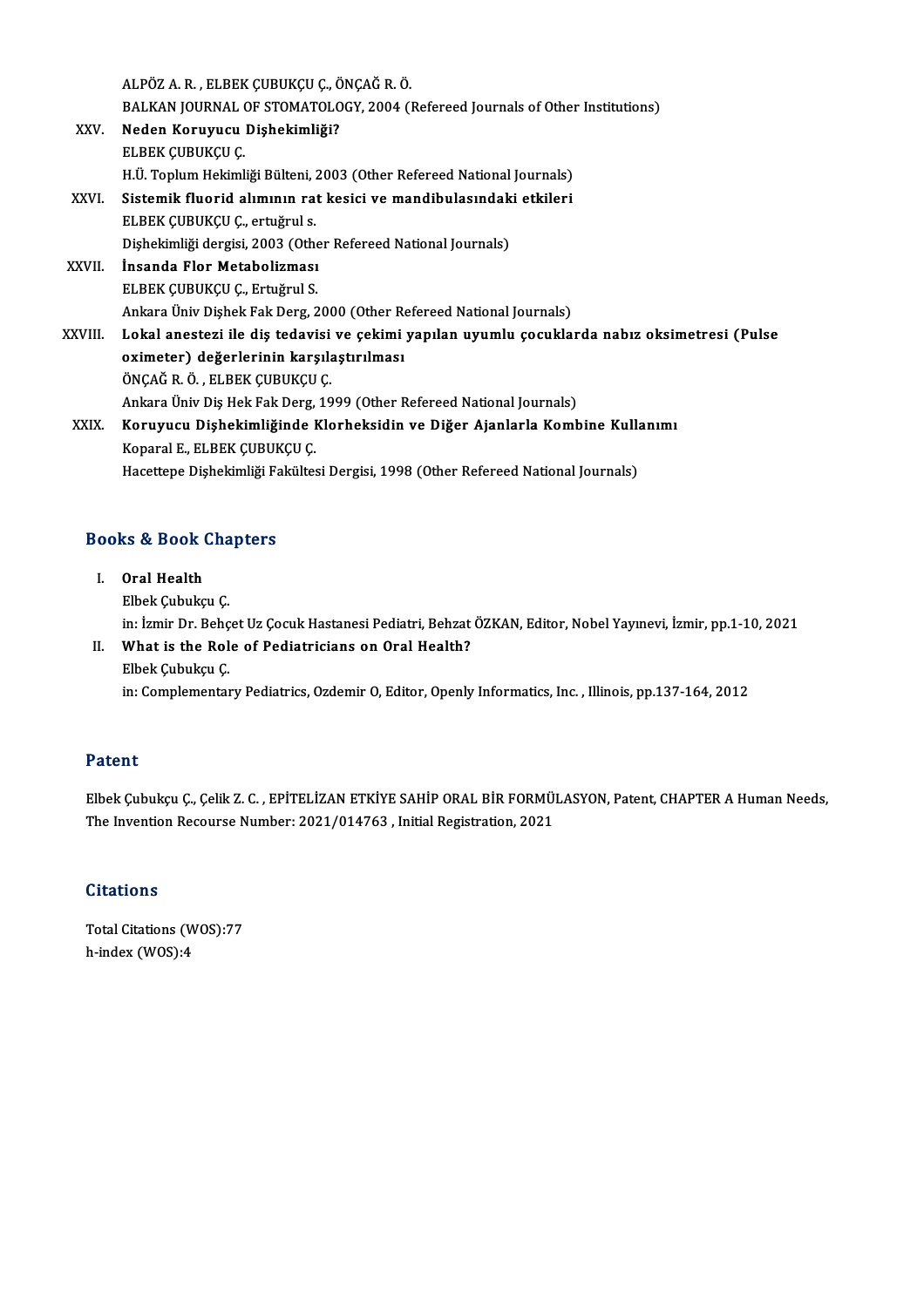ALPÖZ A. R. , ELBEK ÇUBUKÇU Ç., ÖNÇAĞ R. Ö.
BALKAN JOURNAL OF STOMATOLOGY, 2004 (Refereed Journals of Other Institutions)

XXV. **Neden Koruyucu Dişhekimliği?**
ELBEK ÇUBUKÇU Ç.
H.Ü. Toplum Hekimliği Bülteni, 2003 (Other Refereed National Journals)

XXVI. **Sistemik fluorid alımının rat kesici ve mandibulasındaki etkileri**
ELBEK ÇUBUKÇU Ç., ertuğrul s.
Dişhekimliği dergisi, 2003 (Other Refereed National Journals)

XXVII. **İnsanda Flor Metabolizması**
ELBEK ÇUBUKÇU Ç., Ertuğrul S.
Ankara Üniv Dişhek Fak Derg, 2000 (Other Refereed National Journals)

XXVIII. **Lokal anestezi ile diş tedavisi ve çekimi yapılan uyumlu çocuklarda nabız oksimetresi (Pulse oximeter) değerlerinin karşılaştırılması**
ÖNÇAĞ R. Ö. , ELBEK ÇUBUKÇU Ç.
Ankara Üniv Diş Hek Fak Derg, 1999 (Other Refereed National Journals)

XXIX. **Koruyucu Dişhekimliğinde Klorheksidin ve Diğer Ajanlarla Kombine Kullanımı**
Koparal E., ELBEK ÇUBUKÇU Ç.
Hacettepe Dişhekimliği Fakültesi Dergisi, 1998 (Other Refereed National Journals)

## Books & Book Chapters

I. **Oral Health**
Elbek Çubukçu Ç.
in: İzmir Dr. Behçet Uz Çocuk Hastanesi Pediatri, Behzat ÖZKAN, Editor, Nobel Yayınevi, İzmir, pp.1-10, 2021

II. **What is the Role of Pediatricians on Oral Health?**
Elbek Çubukçu Ç.
in: Complementary Pediatrics, Ozdemir O, Editor, Openly Informatics, Inc. , Illinois, pp.137-164, 2012

## Patent

Elbek Çubukçu Ç., Çelik Z. C. , EPİTELİZAN ETKİYE SAHİP ORAL BİR FORMÜLASYON, Patent, CHAPTER A Human Needs, The Invention Recourse Number: 2021/014763 , Initial Registration, 2021

## Citations

Total Citations (WOS):77
h-index (WOS):4